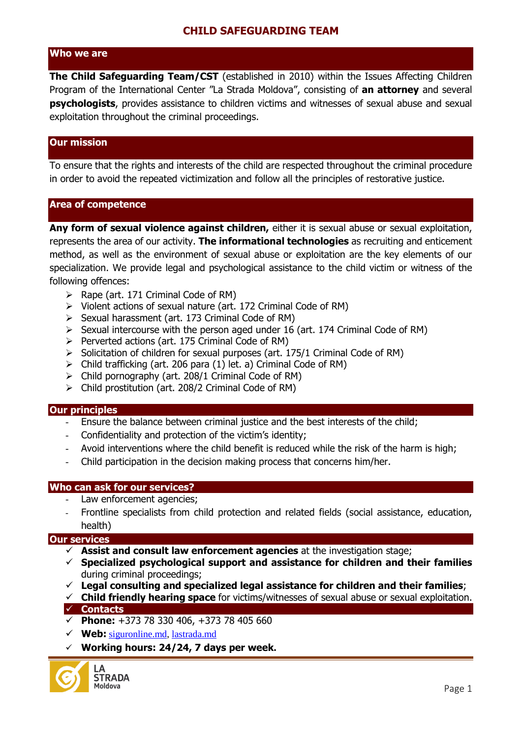# CHILD SAFEGUARDING TEAM

## Who we are

**The Child Safeguarding Team/CST** (established in 2010) within the Issues Affecting Children Program of the International Center "La Strada Moldova", consisting of **an attorney** and several **psychologists**, provides assistance to children victims and witnesses of sexual abuse and sexual exploitation throughout the criminal proceedings.

## Our mission

To ensure that the rights and interests of the child are respected throughout the criminal procedure in order to avoid the repeated victimization and follow all the principles of restorative justice.

## Area of competence

**Any form of sexual violence against children,** either it is sexual abuse or sexual exploitation, represents the area of our activity. **The informational technologies** as recruiting and enticement method, as well as the environment of sexual abuse or exploitation are the key elements of our specialization. We provide legal and psychological assistance to the child victim or witness of the following offences:

- Rape (art. 171 Criminal Code of RM)
- Violent actions of sexual nature (art. 172 Criminal Code of RM)
- Sexual harassment (art. 173 Criminal Code of RM)
- Sexual intercourse with the person aged under 16 (art. 174 Criminal Code of RM)
- Perverted actions (art. 175 Criminal Code of RM)
- Solicitation of children for sexual purposes (art. 175/1 Criminal Code of RM)
- Child trafficking (art. 206 para (1) let. a) Criminal Code of RM)
- Child pornography (art. 208/1 Criminal Code of RM)
- Child prostitution (art. 208/2 Criminal Code of RM)

## Our principles

- Ensure the balance between criminal justice and the best interests of the child;
- Confidentiality and protection of the victim's identity;
- Avoid interventions where the child benefit is reduced while the risk of the harm is high;
- Child participation in the decision making process that concerns him/her.

## Who can ask for our services?

- Law enforcement agencies;
- Frontline specialists from child protection and related fields (social assistance, education, health)

## Our services

- **Assist and consult law enforcement agencies** at the investigation stage;
- **Specialized psychological support and assistance for children and their families** during criminal proceedings;
- **Legal consulting and specialized legal assistance for children and their families**;
- **Child friendly hearing space** for victims/witnesses of sexual abuse or sexual exploitation.

## Contacts

- **Phone:** +373 78 330 406, +373 78 405 660
- **Web:** siguronline.md, lastrada.md
- **Working hours: 24/24, 7 days per week.**

LA STRADA Moldova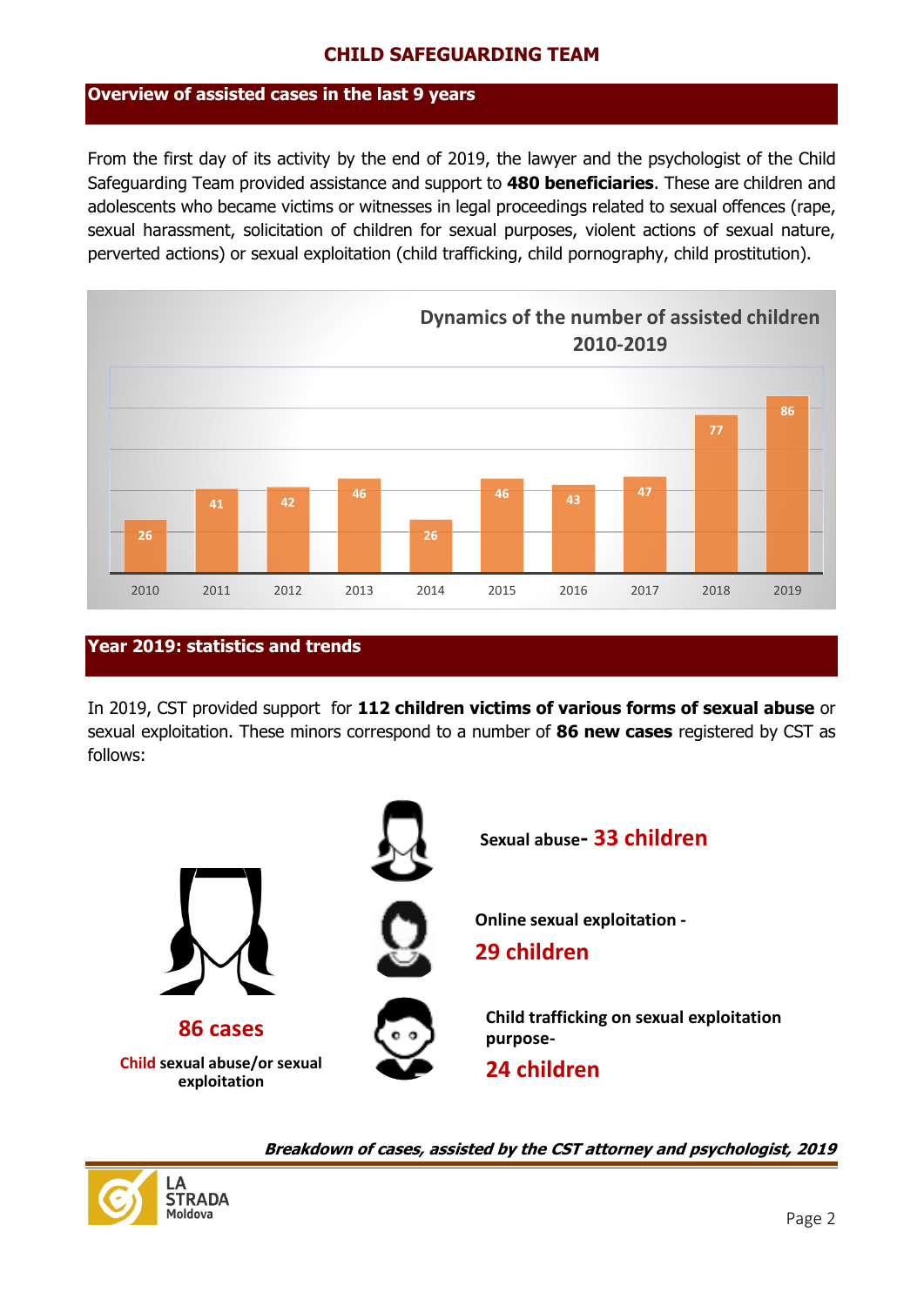## Overview of assisted cases in the last 9 years

From the first day of its activity by the end of 2019, the lawyer and the psychologist of the Child Safeguarding Team provided assistance and support to **480 beneficiaries**. These are children and adolescents who became victims or witnesses in legal proceedings related to sexual offences (rape, sexual harassment, solicitation of children for sexual purposes, violent actions of sexual nature, perverted actions) or sexual exploitation (child trafficking, child pornography, child prostitution).

**Dynamics of the number of assisted children 2010-2019**

| Year | 2010 | 2011 | 2012 | 2013 | 2014 | 2015 | 2016 | 2017 | 2018 | 2019 |
|---|---|---|---|---|---|---|---|---|---|---|
| Assisted children | 26 | 41 | 42 | 46 | 26 | 46 | 43 | 47 | 77 | 86 |

## Year 2019: statistics and trends

In 2019, CST provided support for **112 children victims of various forms of sexual abuse** or sexual exploitation. These minors correspond to a number of **86 new cases** registered by CST as follows:

**86 cases**
Child sexual abuse/or sexual exploitation

- **Sexual abuse- 33 children**
- **Online sexual exploitation - 29 children**
- **Child trafficking on sexual exploitation purpose- 24 children**

***Breakdown of cases, assisted by the CST attorney and psychologist, 2019***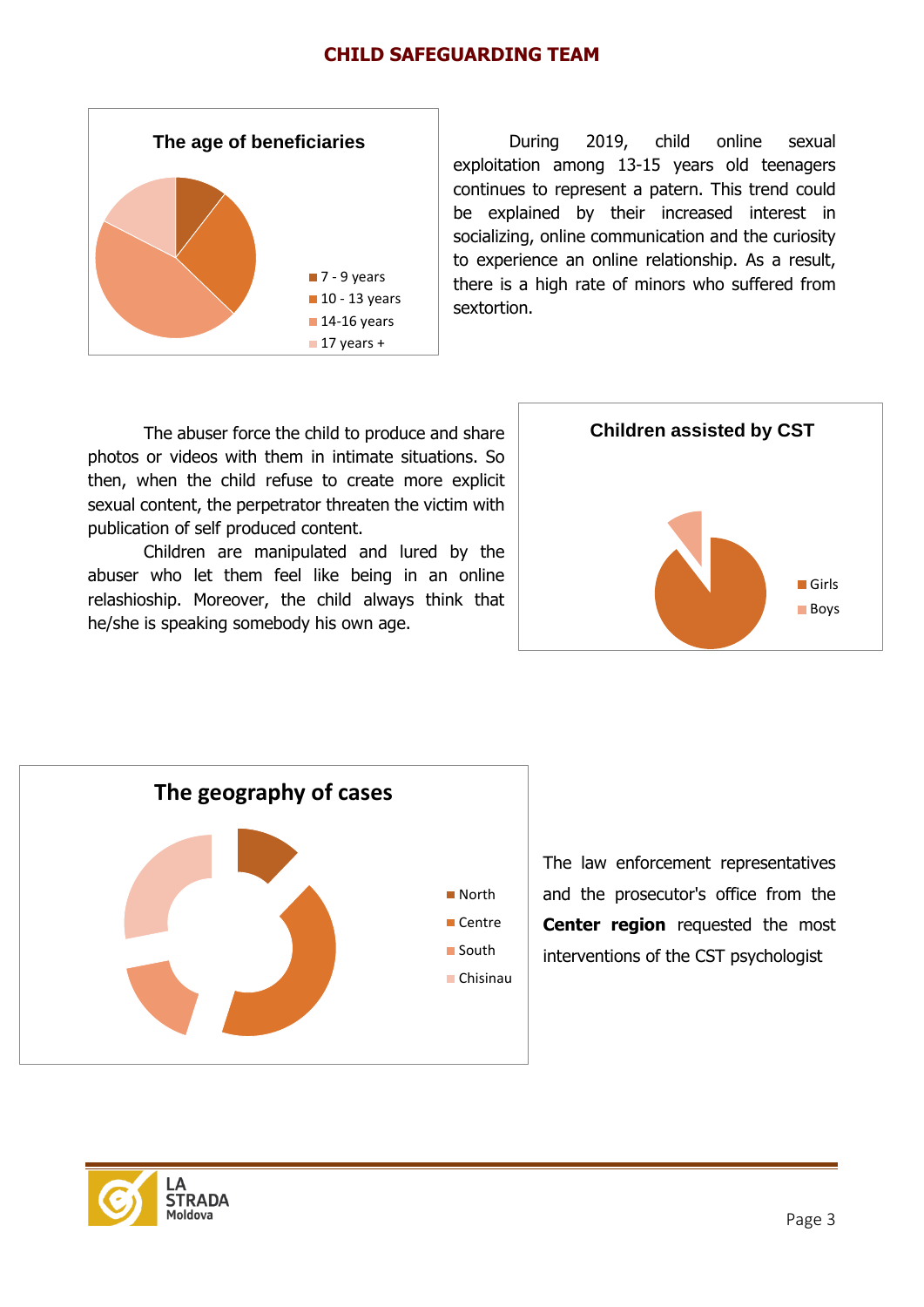## CHILD SAFEGUARDING TEAM

**The age of beneficiaries**

- 7 - 9 years
- 10 - 13 years
- 14-16 years
- 17 years +

During 2019, child online sexual exploitation among 13-15 years old teenagers continues to represent a patern. This trend could be explained by their increased interest in socializing, online communication and the curiosity to experience an online relationship. As a result, there is a high rate of minors who suffered from sextortion.

The abuser force the child to produce and share photos or videos with them in intimate situations. So then, when the child refuse to create more explicit sexual content, the perpetrator threaten the victim with publication of self produced content.

Children are manipulated and lured by the abuser who let them feel like being in an online relashiophip. Moreover, the child always think that he/she is speaking somebody his own age.

**Children assisted by CST**

- Girls
- Boys

**The geography of cases**

- North
- Centre
- South
- Chisinau

The law enforcement representatives and the prosecutor's office from the **Center region** requested the most interventions of the CST psychologist

LA STRADA Moldova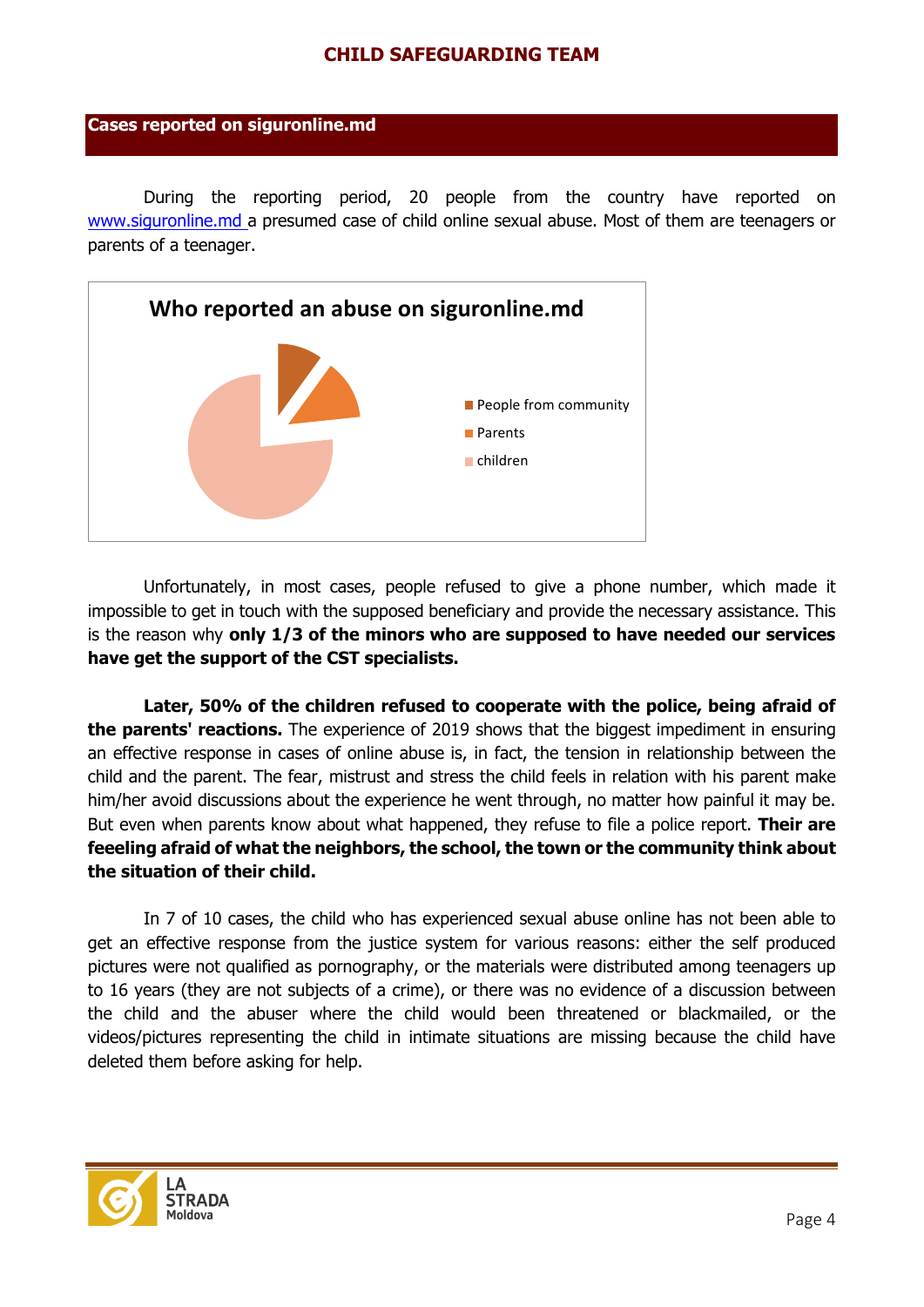# CHILD SAFEGUARDING TEAM

## Cases reported on siguronline.md

During the reporting period, 20 people from the country have reported on www.siguronline.md a presumed case of child online sexual abuse. Most of them are teenagers or parents of a teenager.

Who reported an abuse on siguronline.md

People from community

Parents

children

Unfortunately, in most cases, people refused to give a phone number, which made it impossible to get in touch with the supposed beneficiary and provide the necessary assistance. This is the reason why **only 1/3 of the minors who are supposed to have needed our services have get the support of the CST specialists.**

**Later, 50% of the children refused to cooperate with the police, being afraid of the parents' reactions.** The experience of 2019 shows that the biggest impediment in ensuring an effective response in cases of online abuse is, in fact, the tension in relationship between the child and the parent. The fear, mistrust and stress the child feels in relation with his parent make him/her avoid discussions about the experience he went through, no matter how painful it may be. But even when parents know about what happened, they refuse to file a police report. **Their are feeeling afraid of what the neighbors, the school, the town or the community think about the situation of their child.**

In 7 of 10 cases, the child who has experienced sexual abuse online has not been able to get an effective response from the justice system for various reasons: either the self produced pictures were not qualified as pornography, or the materials were distributed among teenagers up to 16 years (they are not subjects of a crime), or there was no evidence of a discussion between the child and the abuser where the child would been threatened or blackmailed, or the videos/pictures representing the child in intimate situations are missing because the child have deleted them before asking for help.